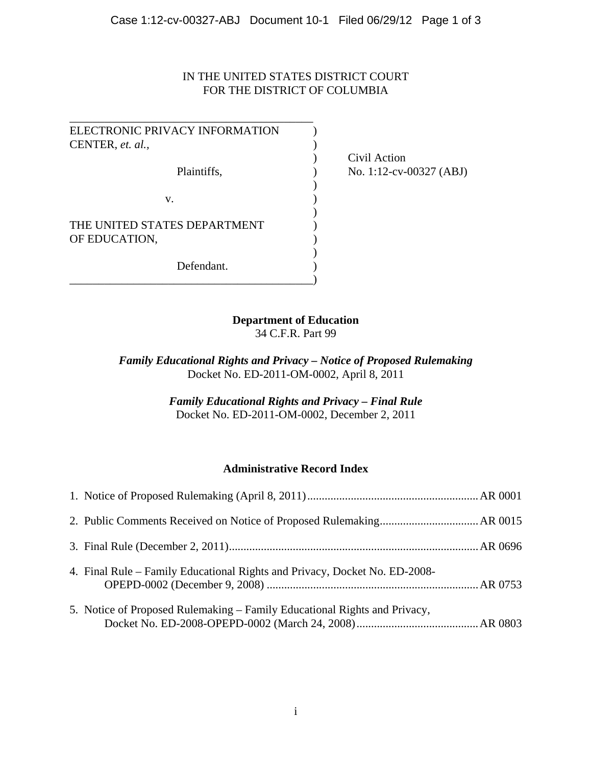IN THE UNITED STATES DISTRICT COURT
FOR THE DISTRICT OF COLUMBIA

ELECTRONIC PRIVACY INFORMATION CENTER, *et. al.*,

Plaintiffs,

v.

THE UNITED STATES DEPARTMENT OF EDUCATION,

Defendant.

Civil Action
No. 1:12-cv-00327 (ABJ)

**Department of Education**
34 C.F.R. Part 99

***Family Educational Rights and Privacy – Notice of Proposed Rulemaking***
Docket No. ED-2011-OM-0002, April 8, 2011

***Family Educational Rights and Privacy – Final Rule***
Docket No. ED-2011-OM-0002, December 2, 2011

**Administrative Record Index**

1. Notice of Proposed Rulemaking (April 8, 2011) .......... AR 0001
2. Public Comments Received on Notice of Proposed Rulemaking .......... AR 0015
3. Final Rule (December 2, 2011) .......... AR 0696
4. Final Rule – Family Educational Rights and Privacy, Docket No. ED-2008-OPEPD-0002 (December 9, 2008) .......... AR 0753
5. Notice of Proposed Rulemaking – Family Educational Rights and Privacy, Docket No. ED-2008-OPEPD-0002 (March 24, 2008) .......... AR 0803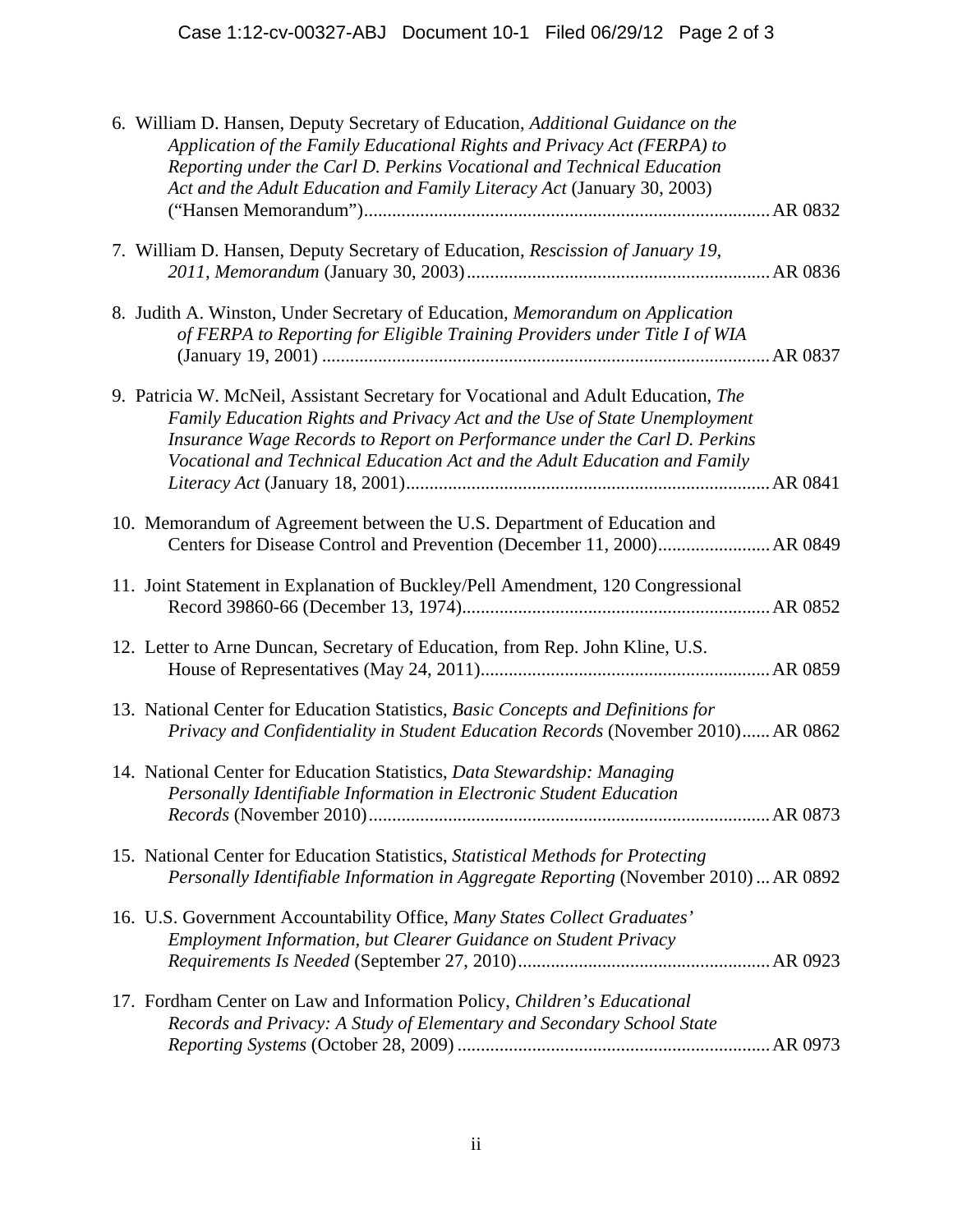6. William D. Hansen, Deputy Secretary of Education, *Additional Guidance on the Application of the Family Educational Rights and Privacy Act (FERPA) to Reporting under the Carl D. Perkins Vocational and Technical Education Act and the Adult Education and Family Literacy Act* (January 30, 2003) ("Hansen Memorandum") ........................................ AR 0832

7. William D. Hansen, Deputy Secretary of Education, *Rescission of January 19, 2011, Memorandum* (January 30, 2003) ........................................ AR 0836

8. Judith A. Winston, Under Secretary of Education, *Memorandum on Application of FERPA to Reporting for Eligible Training Providers under Title I of WIA* (January 19, 2001) ........................................ AR 0837

9. Patricia W. McNeil, Assistant Secretary for Vocational and Adult Education, *The Family Education Rights and Privacy Act and the Use of State Unemployment Insurance Wage Records to Report on Performance under the Carl D. Perkins Vocational and Technical Education Act and the Adult Education and Family Literacy Act* (January 18, 2001) ........................................ AR 0841

10. Memorandum of Agreement between the U.S. Department of Education and Centers for Disease Control and Prevention (December 11, 2000) ........................................ AR 0849

11. Joint Statement in Explanation of Buckley/Pell Amendment, 120 Congressional Record 39860-66 (December 13, 1974) ........................................ AR 0852

12. Letter to Arne Duncan, Secretary of Education, from Rep. John Kline, U.S. House of Representatives (May 24, 2011) ........................................ AR 0859

13. National Center for Education Statistics, *Basic Concepts and Definitions for Privacy and Confidentiality in Student Education Records* (November 2010) ...... AR 0862

14. National Center for Education Statistics, *Data Stewardship: Managing Personally Identifiable Information in Electronic Student Education Records* (November 2010) ........................................ AR 0873

15. National Center for Education Statistics, *Statistical Methods for Protecting Personally Identifiable Information in Aggregate Reporting* (November 2010) ... AR 0892

16. U.S. Government Accountability Office, *Many States Collect Graduates' Employment Information, but Clearer Guidance on Student Privacy Requirements Is Needed* (September 27, 2010) ........................................ AR 0923

17. Fordham Center on Law and Information Policy, *Children's Educational Records and Privacy: A Study of Elementary and Secondary School State Reporting Systems* (October 28, 2009) ........................................ AR 0973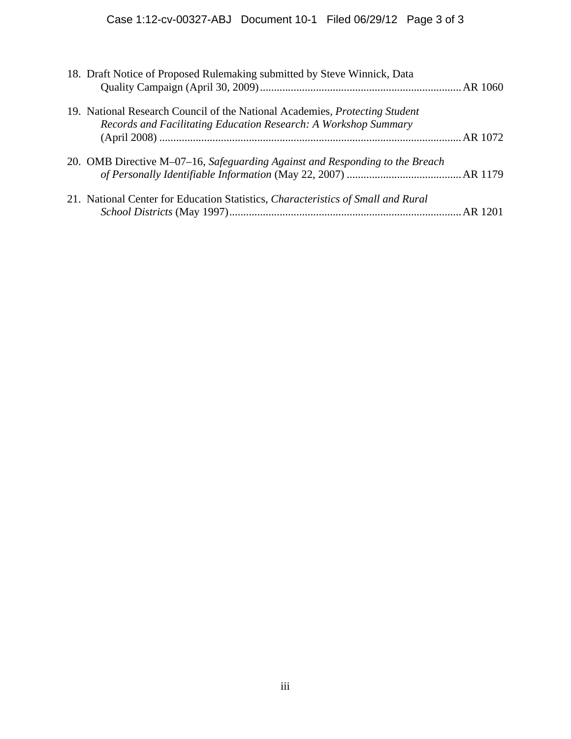18. Draft Notice of Proposed Rulemaking submitted by Steve Winnick, Data Quality Campaign (April 30, 2009) ........................................................................ AR 1060

19. National Research Council of the National Academies, *Protecting Student Records and Facilitating Education Research: A Workshop Summary* (April 2008) ........................................................................................................... AR 1072

20. OMB Directive M–07–16, *Safeguarding Against and Responding to the Breach of Personally Identifiable Information* (May 22, 2007) ......................................... AR 1179

21. National Center for Education Statistics, *Characteristics of Small and Rural School Districts* (May 1997)................................................................................... AR 1201